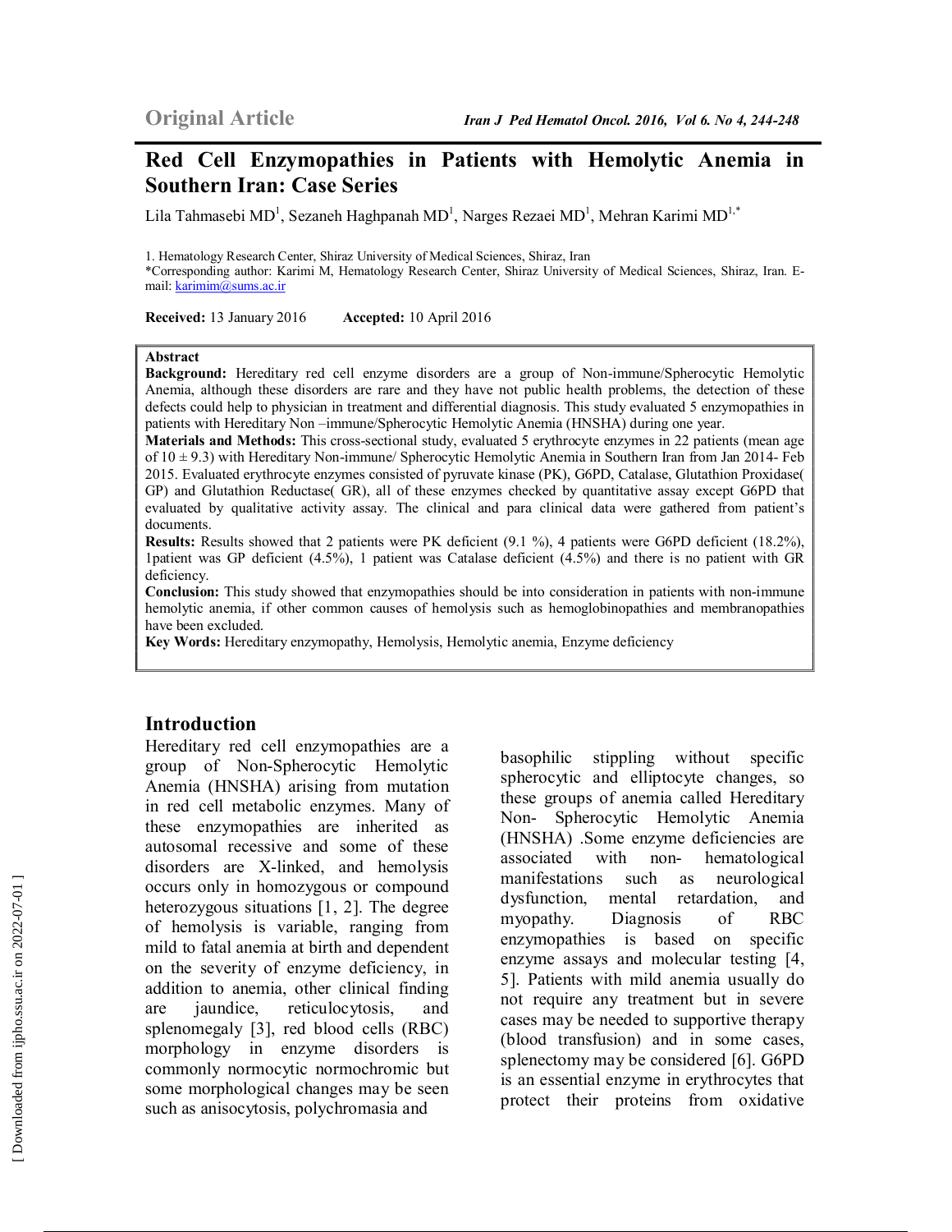Original Article

# Red Cell Enzymopathies in Patients with Hemolytic Anemia in Southern Iran: Case Series

Lila Tahmasebi MD[1], Sezaneh Haghpanah MD[1], Narges Rezaei MD[1], Mehran Karimi MD[1,*]

1. Hematology Research Center, Shiraz University of Medical Sciences, Shiraz, Iran
*Corresponding author: Karimi M, Hematology Research Center, Shiraz University of Medical Sciences, Shiraz, Iran. E-mail: karimim@sums.ac.ir

**Received:** 13 January 2016 **Accepted:** 10 April 2016

**Abstract**

**Background:** Hereditary red cell enzyme disorders are a group of Non-immune/Spherocytic Hemolytic Anemia, although these disorders are rare and they have not public health problems, the detection of these defects could help to physician in treatment and differential diagnosis. This study evaluated 5 enzymopathies in patients with Hereditary Non –immune/Spherocytic Hemolytic Anemia (HNSHA) during one year.

**Materials and Methods:** This cross-sectional study, evaluated 5 erythrocyte enzymes in 22 patients (mean age of 10 ± 9.3) with Hereditary Non-immune/ Spherocytic Hemolytic Anemia in Southern Iran from Jan 2014- Feb 2015. Evaluated erythrocyte enzymes consisted of pyruvate kinase (PK), G6PD, Catalase, Glutathion Proxidase( GP) and Glutathion Reductase( GR), all of these enzymes checked by quantitative assay except G6PD that evaluated by qualitative activity assay. The clinical and para clinical data were gathered from patient's documents.

**Results:** Results showed that 2 patients were PK deficient (9.1 %), 4 patients were G6PD deficient (18.2%), 1patient was GP deficient (4.5%), 1 patient was Catalase deficient (4.5%) and there is no patient with GR deficiency.

**Conclusion:** This study showed that enzymopathies should be into consideration in patients with non-immune hemolytic anemia, if other common causes of hemolysis such as hemoglobinopathies and membranopathies have been excluded.

**Key Words:** Hereditary enzymopathy, Hemolysis, Hemolytic anemia, Enzyme deficiency

## Introduction

Hereditary red cell enzymopathies are a group of Non-Spherocytic Hemolytic Anemia (HNSHA) arising from mutation in red cell metabolic enzymes. Many of these enzymopathies are inherited as autosomal recessive and some of these disorders are X-linked, and hemolysis occurs only in homozygous or compound heterozygous situations [1, 2]. The degree of hemolysis is variable, ranging from mild to fatal anemia at birth and dependent on the severity of enzyme deficiency, in addition to anemia, other clinical finding are jaundice, reticulocytosis, and splenomegaly [3], red blood cells (RBC) morphology in enzyme disorders is commonly normocytic normochromic but some morphological changes may be seen such as anisocytosis, polychromasia and basophilic stippling without specific spherocytic and elliptocyte changes, so these groups of anemia called Hereditary Non- Spherocytic Hemolytic Anemia (HNSHA) .Some enzyme deficiencies are associated with non- hematological manifestations such as neurological dysfunction, mental retardation, and myopathy. Diagnosis of RBC enzymopathies is based on specific enzyme assays and molecular testing [4, 5]. Patients with mild anemia usually do not require any treatment but in severe cases may be needed to supportive therapy (blood transfusion) and in some cases, splenectomy may be considered [6]. G6PD is an essential enzyme in erythrocytes that protect their proteins from oxidative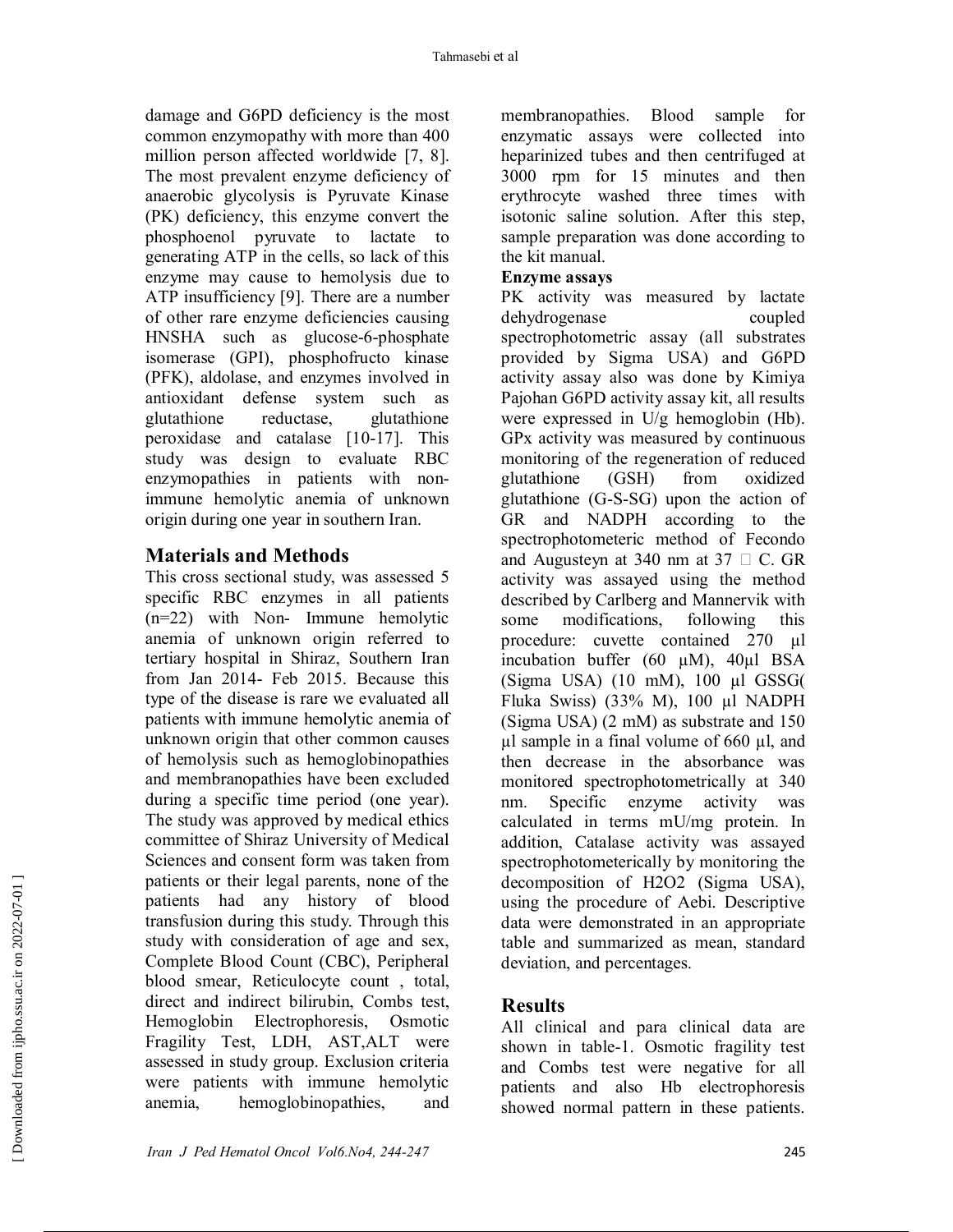damage and G6PD deficiency is the most common enzymopathy with more than 400 million person affected worldwide [7, 8]. The most prevalent enzyme deficiency of anaerobic glycolysis is Pyruvate Kinase (PK) deficiency, this enzyme convert the phosphoenol pyruvate to lactate to generating ATP in the cells, so lack of this enzyme may cause to hemolysis due to ATP insufficiency [9]. There are a number of other rare enzyme deficiencies causing HNSHA such as glucose-6-phosphate isomerase (GPI), phosphofructo kinase (PFK), aldolase, and enzymes involved in antioxidant defense system such as glutathione reductase, glutathione peroxidase and catalase [10-17]. This study was design to evaluate RBC enzymopathies in patients with non-immune hemolytic anemia of unknown origin during one year in southern Iran.

## Materials and Methods

This cross sectional study, was assessed 5 specific RBC enzymes in all patients (n=22) with Non- Immune hemolytic anemia of unknown origin referred to tertiary hospital in Shiraz, Southern Iran from Jan 2014- Feb 2015. Because this type of the disease is rare we evaluated all patients with immune hemolytic anemia of unknown origin that other common causes of hemolysis such as hemoglobinopathies and membranopathies have been excluded during a specific time period (one year). The study was approved by medical ethics committee of Shiraz University of Medical Sciences and consent form was taken from patients or their legal parents, none of the patients had any history of blood transfusion during this study. Through this study with consideration of age and sex, Complete Blood Count (CBC), Peripheral blood smear, Reticulocyte count , total, direct and indirect bilirubin, Combs test, Hemoglobin Electrophoresis, Osmotic Fragility Test, LDH, AST,ALT were assessed in study group. Exclusion criteria were patients with immune hemolytic anemia, hemoglobinopathies, and membranopathies. Blood sample for enzymatic assays were collected into heparinized tubes and then centrifuged at 3000 rpm for 15 minutes and then erythrocyte washed three times with isotonic saline solution. After this step, sample preparation was done according to the kit manual.

**Enzyme assays**

PK activity was measured by lactate dehydrogenase coupled spectrophotometric assay (all substrates provided by Sigma USA) and G6PD activity assay also was done by Kimiya Pajohan G6PD activity assay kit, all results were expressed in U/g hemoglobin (Hb). GPx activity was measured by continuous monitoring of the regeneration of reduced glutathione (GSH) from oxidized glutathione (G-S-SG) upon the action of GR and NADPH according to the spectrophotometeric method of Fecondo and Augusteyn at 340 nm at 37 □ C. GR activity was assayed using the method described by Carlberg and Mannervik with some modifications, following this procedure: cuvette contained 270 μl incubation buffer (60 μM), 40μl BSA (Sigma USA) (10 mM), 100 μl GSSG( Fluka Swiss) (33% M), 100 μl NADPH (Sigma USA) (2 mM) as substrate and 150 μl sample in a final volume of 660 μl, and then decrease in the absorbance was monitored spectrophotometrically at 340 nm. Specific enzyme activity was calculated in terms mU/mg protein. In addition, Catalase activity was assayed spectrophotometerically by monitoring the decomposition of $H_2O_2$ (Sigma USA), using the procedure of Aebi. Descriptive data were demonstrated in an appropriate table and summarized as mean, standard deviation, and percentages.

## Results

All clinical and para clinical data are shown in table-1. Osmotic fragility test and Combs test were negative for all patients and also Hb electrophoresis showed normal pattern in these patients.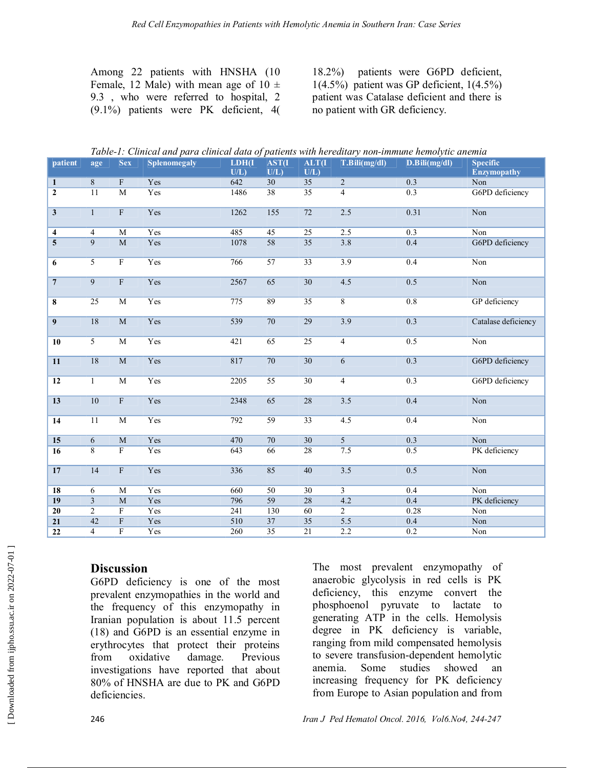Among 22 patients with HNSHA (10 Female, 12 Male) with mean age of 10 ± 9.3 , who were referred to hospital, 2 (9.1%) patients were PK deficient, 4( 18.2%) patients were G6PD deficient, 1(4.5%) patient was GP deficient, 1(4.5%) patient was Catalase deficient and there is no patient with GR deficiency.

*Table-1: Clinical and para clinical data of patients with hereditary non-immune hemolytic anemia*

| patient | age | Sex | Splenomegaly | LDH(IU/L) | AST(IU/L) | ALT(IU/L) | T.Bili(mg/dl) | D.Bili(mg/dl) | Specific Enzymopathy |
|---|---|---|---|---|---|---|---|---|---|
| 1 | 8 | F | Yes | 642 | 30 | 35 | 2 | 0.3 | Non |
| 2 | 11 | M | Yes | 1486 | 38 | 35 | 4 | 0.3 | G6PD deficiency |
| 3 | 1 | F | Yes | 1262 | 155 | 72 | 2.5 | 0.31 | Non |
| 4 | 4 | M | Yes | 485 | 45 | 25 | 2.5 | 0.3 | Non |
| 5 | 9 | M | Yes | 1078 | 58 | 35 | 3.8 | 0.4 | G6PD deficiency |
| 6 | 5 | F | Yes | 766 | 57 | 33 | 3.9 | 0.4 | Non |
| 7 | 9 | F | Yes | 2567 | 65 | 30 | 4.5 | 0.5 | Non |
| 8 | 25 | M | Yes | 775 | 89 | 35 | 8 | 0.8 | GP deficiency |
| 9 | 18 | M | Yes | 539 | 70 | 29 | 3.9 | 0.3 | Catalase deficiency |
| 10 | 5 | M | Yes | 421 | 65 | 25 | 4 | 0.5 | Non |
| 11 | 18 | M | Yes | 817 | 70 | 30 | 6 | 0.3 | G6PD deficiency |
| 12 | 1 | M | Yes | 2205 | 55 | 30 | 4 | 0.3 | G6PD deficiency |
| 13 | 10 | F | Yes | 2348 | 65 | 28 | 3.5 | 0.4 | Non |
| 14 | 11 | M | Yes | 792 | 59 | 33 | 4.5 | 0.4 | Non |
| 15 | 6 | M | Yes | 470 | 70 | 30 | 5 | 0.3 | Non |
| 16 | 8 | F | Yes | 643 | 66 | 28 | 7.5 | 0.5 | PK deficiency |
| 17 | 14 | F | Yes | 336 | 85 | 40 | 3.5 | 0.5 | Non |
| 18 | 6 | M | Yes | 660 | 50 | 30 | 3 | 0.4 | Non |
| 19 | 3 | M | Yes | 796 | 59 | 28 | 4.2 | 0.4 | PK deficiency |
| 20 | 2 | F | Yes | 241 | 130 | 60 | 2 | 0.28 | Non |
| 21 | 42 | F | Yes | 510 | 37 | 35 | 5.5 | 0.4 | Non |
| 22 | 4 | F | Yes | 260 | 35 | 21 | 2.2 | 0.2 | Non |

## Discussion

G6PD deficiency is one of the most prevalent enzymopathies in the world and the frequency of this enzymopathy in Iranian population is about 11.5 percent (18) and G6PD is an essential enzyme in erythrocytes that protect their proteins from oxidative damage. Previous investigations have reported that about 80% of HNSHA are due to PK and G6PD deficiencies.

The most prevalent enzymopathy of anaerobic glycolysis in red cells is PK deficiency, this enzyme convert the phosphoenol pyruvate to lactate to generating ATP in the cells. Hemolysis degree in PK deficiency is variable, ranging from mild compensated hemolysis to severe transfusion-dependent hemolytic anemia. Some studies showed an increasing frequency for PK deficiency from Europe to Asian population and from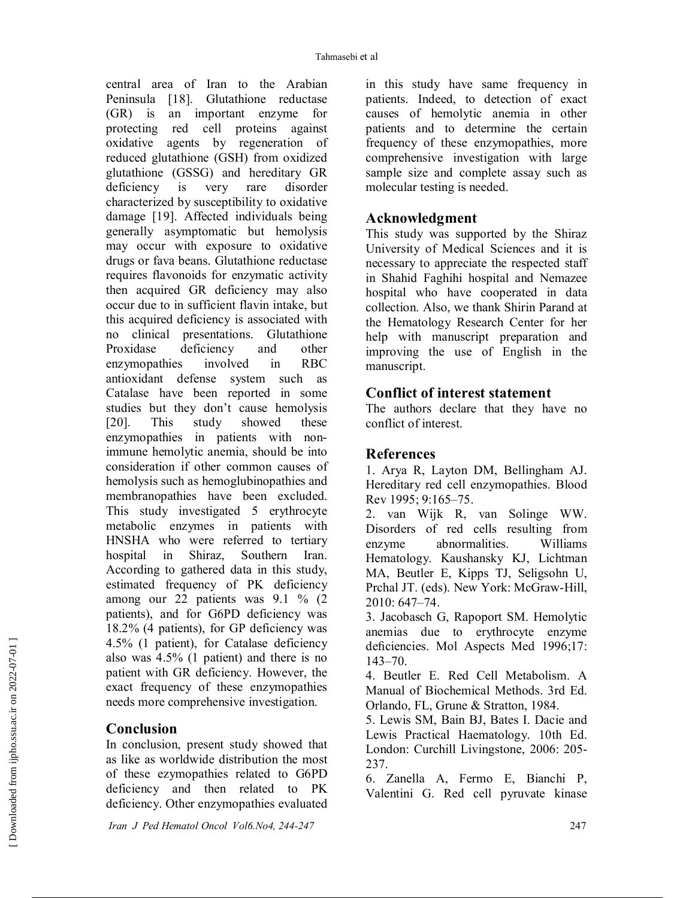central area of Iran to the Arabian Peninsula [18]. Glutathione reductase (GR) is an important enzyme for protecting red cell proteins against oxidative agents by regeneration of reduced glutathione (GSH) from oxidized glutathione (GSSG) and hereditary GR deficiency is very rare disorder characterized by susceptibility to oxidative damage [19]. Affected individuals being generally asymptomatic but hemolysis may occur with exposure to oxidative drugs or fava beans. Glutathione reductase requires flavonoids for enzymatic activity then acquired GR deficiency may also occur due to in sufficient flavin intake, but this acquired deficiency is associated with no clinical presentations. Glutathione Proxidase deficiency and other enzymopathies involved in RBC antioxidant defense system such as Catalase have been reported in some studies but they don't cause hemolysis [20]. This study showed these enzymopathies in patients with non-immune hemolytic anemia, should be into consideration if other common causes of hemolysis such as hemoglubinopathies and membranopathies have been excluded. This study investigated 5 erythrocyte metabolic enzymes in patients with HNSHA who were referred to tertiary hospital in Shiraz, Southern Iran. According to gathered data in this study, estimated frequency of PK deficiency among our 22 patients was 9.1 % (2 patients), and for G6PD deficiency was 18.2% (4 patients), for GP deficiency was 4.5% (1 patient), for Catalase deficiency also was 4.5% (1 patient) and there is no patient with GR deficiency. However, the exact frequency of these enzymopathies needs more comprehensive investigation.

## Conclusion

In conclusion, present study showed that as like as worldwide distribution the most of these ezymopathies related to G6PD deficiency and then related to PK deficiency. Other enzymopathies evaluated in this study have same frequency in patients. Indeed, to detection of exact causes of hemolytic anemia in other patients and to determine the certain frequency of these enzymopathies, more comprehensive investigation with large sample size and complete assay such as molecular testing is needed.

## Acknowledgment

This study was supported by the Shiraz University of Medical Sciences and it is necessary to appreciate the respected staff in Shahid Faghihi hospital and Nemazee hospital who have cooperated in data collection. Also, we thank Shirin Parand at the Hematology Research Center for her help with manuscript preparation and improving the use of English in the manuscript.

## Conflict of interest statement

The authors declare that they have no conflict of interest.

## References

1. Arya R, Layton DM, Bellingham AJ. Hereditary red cell enzymopathies. Blood Rev 1995; 9:165–75.
2. van Wijk R, van Solinge WW. Disorders of red cells resulting from enzyme abnormalities. Williams Hematology. Kaushansky KJ, Lichtman MA, Beutler E, Kipps TJ, Seligsohn U, Prchal JT. (eds). New York: McGraw-Hill, 2010: 647–74.
3. Jacobasch G, Rapoport SM. Hemolytic anemias due to erythrocyte enzyme deficiencies. Mol Aspects Med 1996;17: 143–70.
4. Beutler E. Red Cell Metabolism. A Manual of Biochemical Methods. 3rd Ed. Orlando, FL, Grune & Stratton, 1984.
5. Lewis SM, Bain BJ, Bates I. Dacie and Lewis Practical Haematology. 10th Ed. London: Curchill Livingstone, 2006: 205-237.
6. Zanella A, Fermo E, Bianchi P, Valentini G. Red cell pyruvate kinase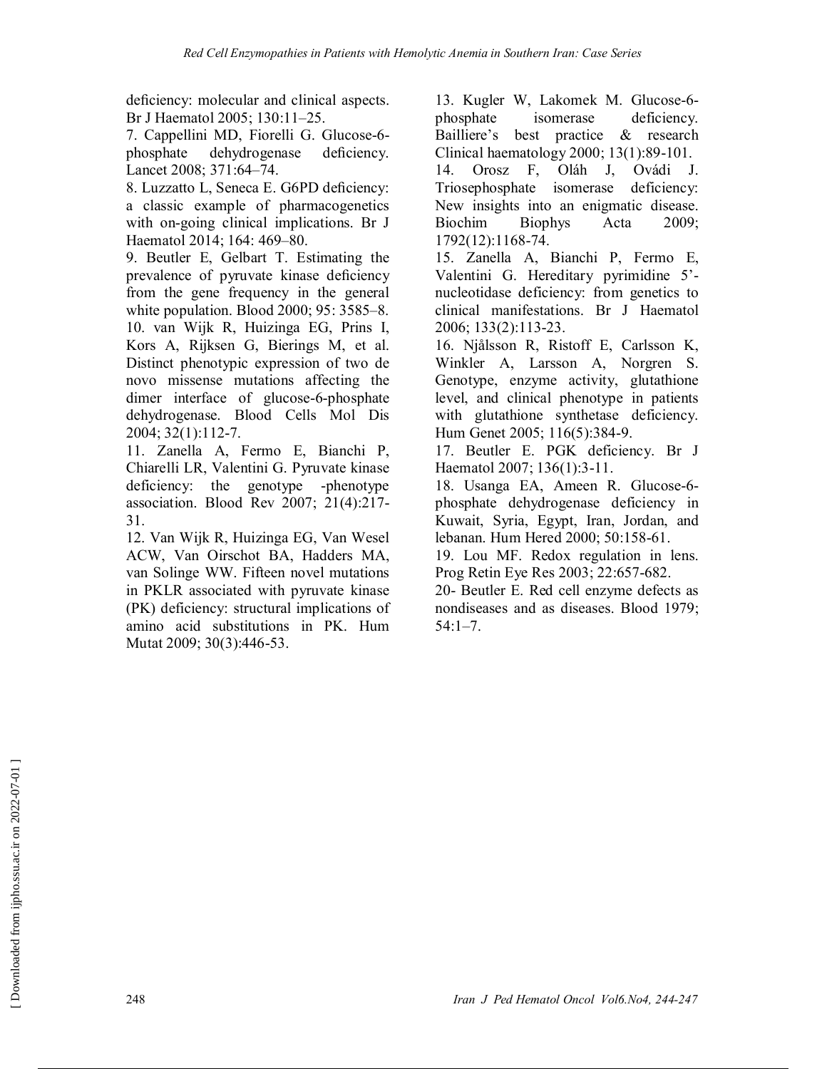deficiency: molecular and clinical aspects. Br J Haematol 2005; 130:11–25.

7. Cappellini MD, Fiorelli G. Glucose-6-phosphate dehydrogenase deficiency. Lancet 2008; 371:64–74.

8. Luzzatto L, Seneca E. G6PD deficiency: a classic example of pharmacogenetics with on-going clinical implications. Br J Haematol 2014; 164: 469–80.

9. Beutler E, Gelbart T. Estimating the prevalence of pyruvate kinase deficiency from the gene frequency in the general white population. Blood 2000; 95: 3585–8.

10. van Wijk R, Huizinga EG, Prins I, Kors A, Rijksen G, Bierings M, et al. Distinct phenotypic expression of two de novo missense mutations affecting the dimer interface of glucose-6-phosphate dehydrogenase. Blood Cells Mol Dis 2004; 32(1):112-7.

11. Zanella A, Fermo E, Bianchi P, Chiarelli LR, Valentini G. Pyruvate kinase deficiency: the genotype -phenotype association. Blood Rev 2007; 21(4):217-31.

12. Van Wijk R, Huizinga EG, Van Wesel ACW, Van Oirschot BA, Hadders MA, van Solinge WW. Fifteen novel mutations in PKLR associated with pyruvate kinase (PK) deficiency: structural implications of amino acid substitutions in PK. Hum Mutat 2009; 30(3):446-53.

13. Kugler W, Lakomek M. Glucose-6-phosphate isomerase deficiency. Bailliere's best practice & research Clinical haematology 2000; 13(1):89-101.

14. Orosz F, Oláh J, Ovádi J. Triosephosphate isomerase deficiency: New insights into an enigmatic disease. Biochim Biophys Acta 2009; 1792(12):1168-74.

15. Zanella A, Bianchi P, Fermo E, Valentini G. Hereditary pyrimidine 5'-nucleotidase deficiency: from genetics to clinical manifestations. Br J Haematol 2006; 133(2):113-23.

16. Njålsson R, Ristoff E, Carlsson K, Winkler A, Larsson A, Norgren S. Genotype, enzyme activity, glutathione level, and clinical phenotype in patients with glutathione synthetase deficiency. Hum Genet 2005; 116(5):384-9.

17. Beutler E. PGK deficiency. Br J Haematol 2007; 136(1):3-11.

18. Usanga EA, Ameen R. Glucose-6-phosphate dehydrogenase deficiency in Kuwait, Syria, Egypt, Iran, Jordan, and lebanan. Hum Hered 2000; 50:158-61.

19. Lou MF. Redox regulation in lens. Prog Retin Eye Res 2003; 22:657-682.

20- Beutler E. Red cell enzyme defects as nondiseases and as diseases. Blood 1979; 54:1–7.